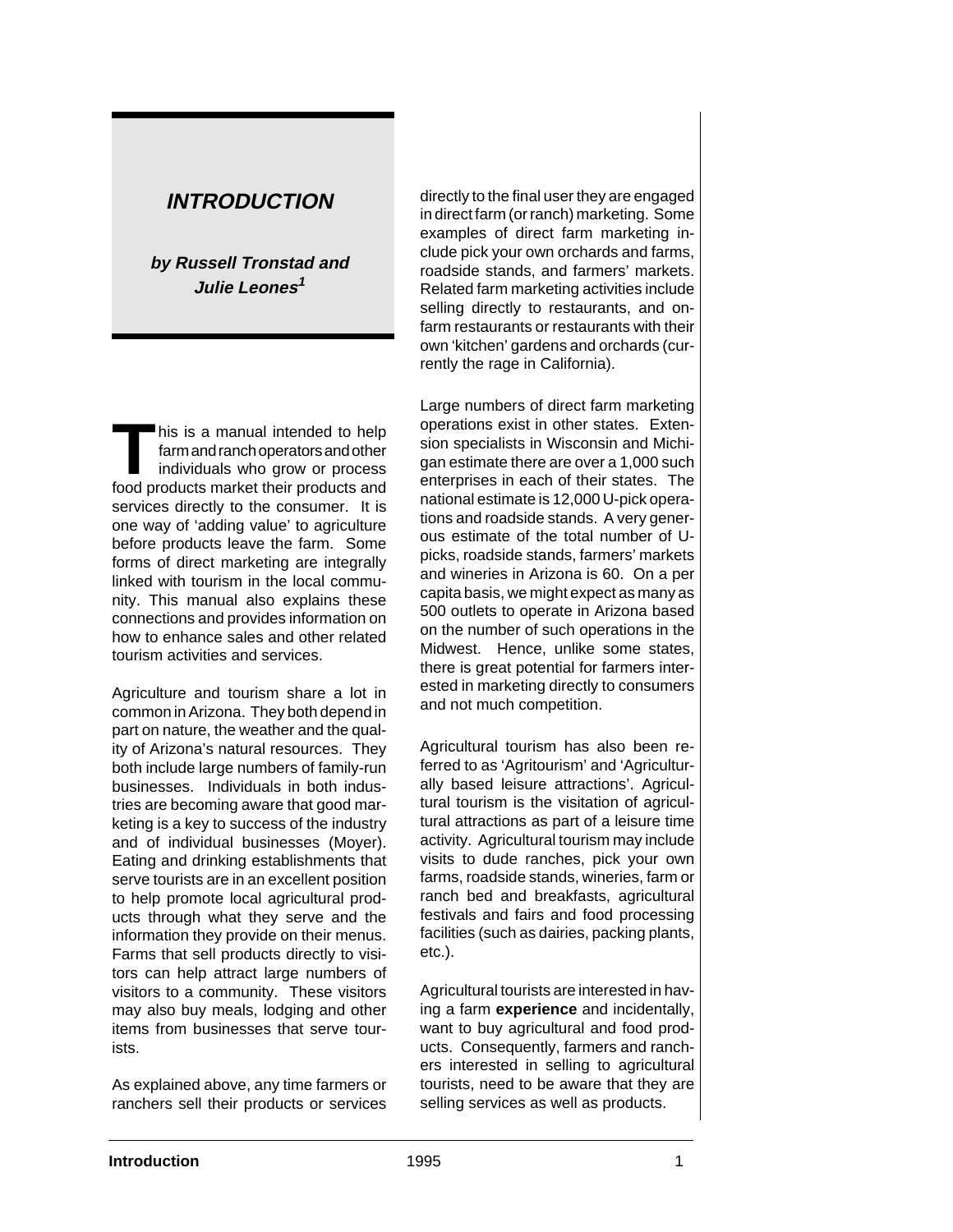# INTRODUCTION

**by Russell Tronstad and Julie Leones[1]**

This is a manual intended to help farm and ranch operators and other individuals who grow or process food products market their products and services directly to the consumer. It is one way of 'adding value' to agriculture before products leave the farm. Some forms of direct marketing are integrally linked with tourism in the local community. This manual also explains these connections and provides information on how to enhance sales and other related tourism activities and services.

Agriculture and tourism share a lot in common in Arizona. They both depend in part on nature, the weather and the quality of Arizona's natural resources. They both include large numbers of family-run businesses. Individuals in both industries are becoming aware that good marketing is a key to success of the industry and of individual businesses (Moyer). Eating and drinking establishments that serve tourists are in an excellent position to help promote local agricultural products through what they serve and the information they provide on their menus. Farms that sell products directly to visitors can help attract large numbers of visitors to a community. These visitors may also buy meals, lodging and other items from businesses that serve tourists.

As explained above, any time farmers or ranchers sell their products or services directly to the final user they are engaged in direct farm (or ranch) marketing. Some examples of direct farm marketing include pick your own orchards and farms, roadside stands, and farmers' markets. Related farm marketing activities include selling directly to restaurants, and on-farm restaurants or restaurants with their own 'kitchen' gardens and orchards (currently the rage in California).

Large numbers of direct farm marketing operations exist in other states. Extension specialists in Wisconsin and Michigan estimate there are over a 1,000 such enterprises in each of their states. The national estimate is 12,000 U-pick operations and roadside stands. A very generous estimate of the total number of U-picks, roadside stands, farmers' markets and wineries in Arizona is 60. On a per capita basis, we might expect as many as 500 outlets to operate in Arizona based on the number of such operations in the Midwest. Hence, unlike some states, there is great potential for farmers interested in marketing directly to consumers and not much competition.

Agricultural tourism has also been referred to as 'Agritourism' and 'Agriculturally based leisure attractions'. Agricultural tourism is the visitation of agricultural attractions as part of a leisure time activity. Agricultural tourism may include visits to dude ranches, pick your own farms, roadside stands, wineries, farm or ranch bed and breakfasts, agricultural festivals and fairs and food processing facilities (such as dairies, packing plants, etc.).

Agricultural tourists are interested in having a farm **experience** and incidentally, want to buy agricultural and food products. Consequently, farmers and ranchers interested in selling to agricultural tourists, need to be aware that they are selling services as well as products.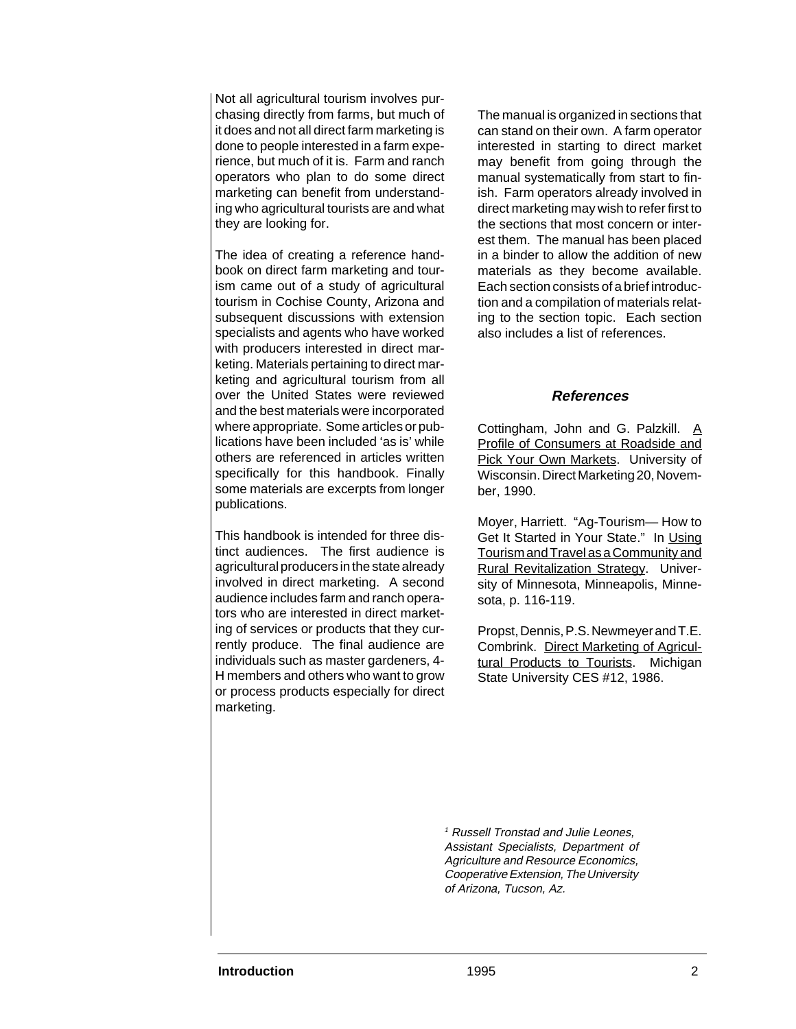Not all agricultural tourism involves purchasing directly from farms, but much of it does and not all direct farm marketing is done to people interested in a farm experience, but much of it is. Farm and ranch operators who plan to do some direct marketing can benefit from understanding who agricultural tourists are and what they are looking for.

The idea of creating a reference handbook on direct farm marketing and tourism came out of a study of agricultural tourism in Cochise County, Arizona and subsequent discussions with extension specialists and agents who have worked with producers interested in direct marketing. Materials pertaining to direct marketing and agricultural tourism from all over the United States were reviewed and the best materials were incorporated where appropriate. Some articles or publications have been included 'as is' while others are referenced in articles written specifically for this handbook. Finally some materials are excerpts from longer publications.

This handbook is intended for three distinct audiences. The first audience is agricultural producers in the state already involved in direct marketing. A second audience includes farm and ranch operators who are interested in direct marketing of services or products that they currently produce. The final audience are individuals such as master gardeners, 4-H members and others who want to grow or process products especially for direct marketing.

The manual is organized in sections that can stand on their own. A farm operator interested in starting to direct market may benefit from going through the manual systematically from start to finish. Farm operators already involved in direct marketing may wish to refer first to the sections that most concern or interest them. The manual has been placed in a binder to allow the addition of new materials as they become available. Each section consists of a brief introduction and a compilation of materials relating to the section topic. Each section also includes a list of references.

## *References*

Cottingham, John and G. Palzkill. A Profile of Consumers at Roadside and Pick Your Own Markets. University of Wisconsin. Direct Marketing 20, November, 1990.

Moyer, Harriett. "Ag-Tourism— How to Get It Started in Your State." In Using Tourism and Travel as a Community and Rural Revitalization Strategy. University of Minnesota, Minneapolis, Minnesota, p. 116-119.

Propst, Dennis, P.S. Newmeyer and T.E. Combrink. Direct Marketing of Agricultural Products to Tourists. Michigan State University CES #12, 1986.

*[1] Russell Tronstad and Julie Leones, Assistant Specialists, Department of Agriculture and Resource Economics, Cooperative Extension, The University of Arizona, Tucson, Az.*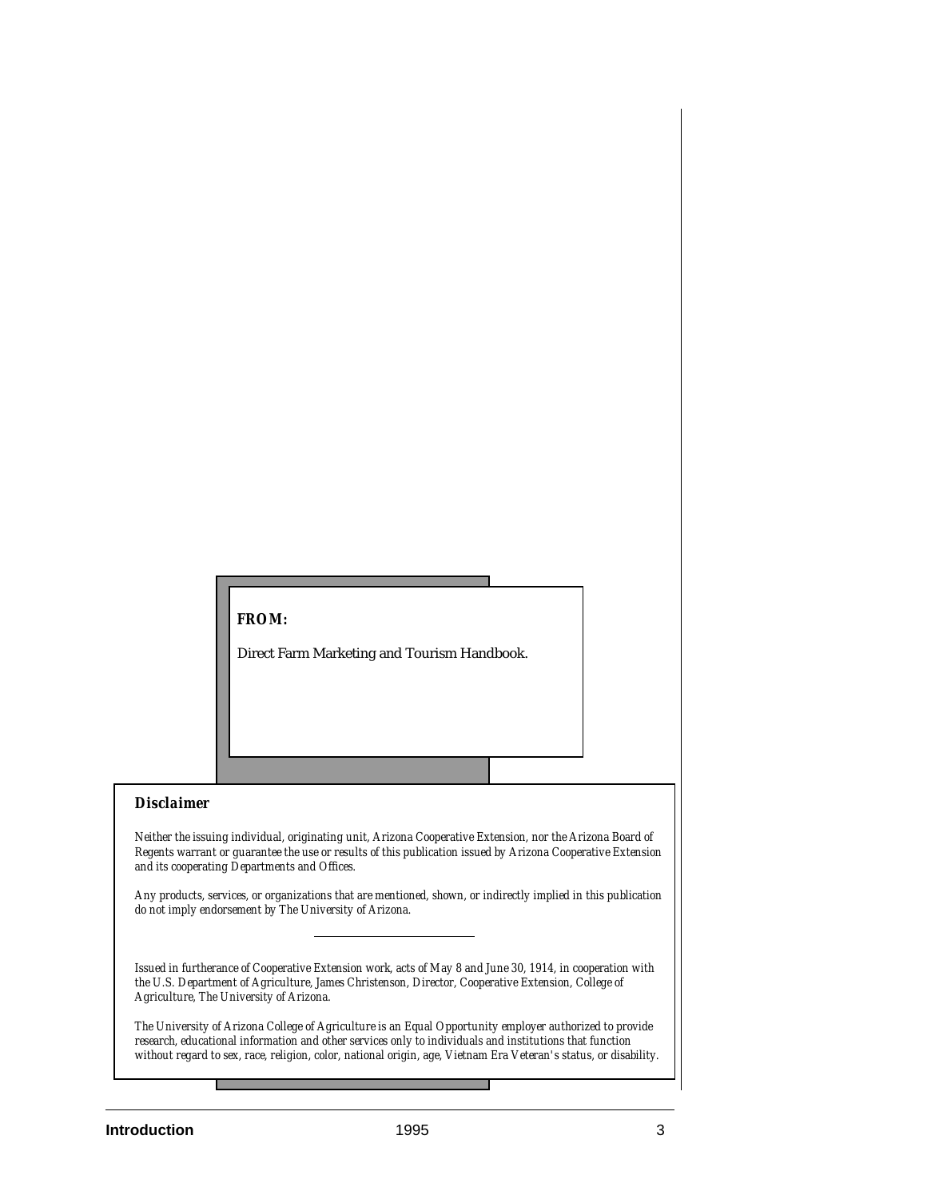**FROM:**

Direct Farm Marketing and Tourism Handbook.

## *Disclaimer*

*Neither the issuing individual, originating unit, Arizona Cooperative Extension, nor the Arizona Board of Regents warrant or guarantee the use or results of this publication issued by Arizona Cooperative Extension and its cooperating Departments and Offices.*

*Any products, services, or organizations that are mentioned, shown, or indirectly implied in this publication do not imply endorsement by The University of Arizona.*

---

*Issued in furtherance of Cooperative Extension work, acts of May 8 and June 30, 1914, in cooperation with the U.S. Department of Agriculture, James Christenson, Director, Cooperative Extension, College of Agriculture, The University of Arizona.*

*The University of Arizona College of Agriculture is an Equal Opportunity employer authorized to provide research, educational information and other services only to individuals and institutions that function without regard to sex, race, religion, color, national origin, age, Vietnam Era Veteran's status, or disability.*